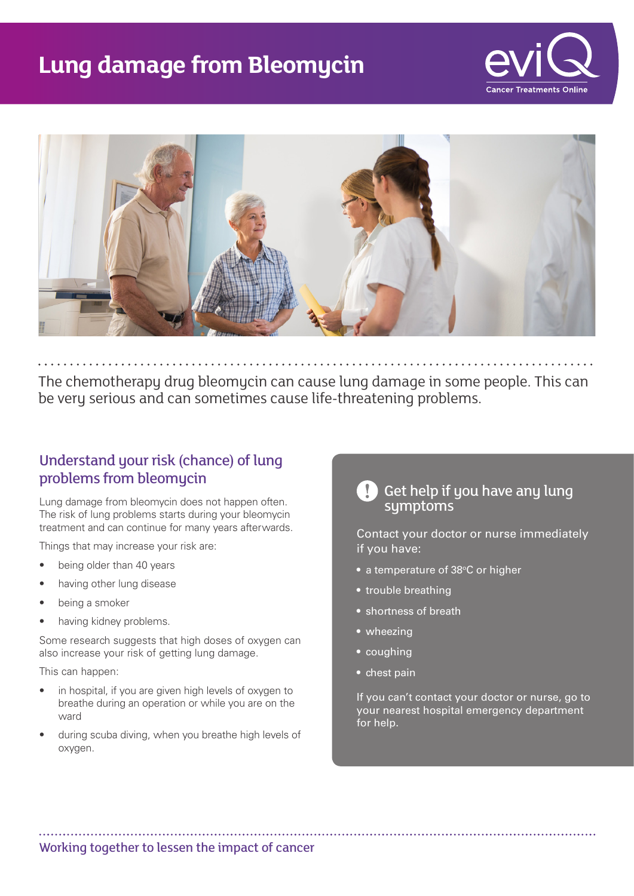# Lung damage from Bleomycin

eviQ Cancer Treatments Online

The chemotherapy drug bleomycin can cause lung damage in some people. This can be very serious and can sometimes cause life-threatening problems.

## Understand your risk (chance) of lung problems from bleomycin

Lung damage from bleomycin does not happen often. The risk of lung problems starts during your bleomycin treatment and can continue for many years afterwards.

Things that may increase your risk are:

- being older than 40 years
- having other lung disease
- being a smoker
- having kidney problems.

Some research suggests that high doses of oxygen can also increase your risk of getting lung damage.

This can happen:

- in hospital, if you are given high levels of oxygen to breathe during an operation or while you are on the ward
- during scuba diving, when you breathe high levels of oxygen.

## ! Get help if you have any lung symptoms

Contact your doctor or nurse immediately if you have:

- a temperature of 38°C or higher
- trouble breathing
- shortness of breath
- wheezing
- coughing
- chest pain

If you can't contact your doctor or nurse, go to your nearest hospital emergency department for help.

Working together to lessen the impact of cancer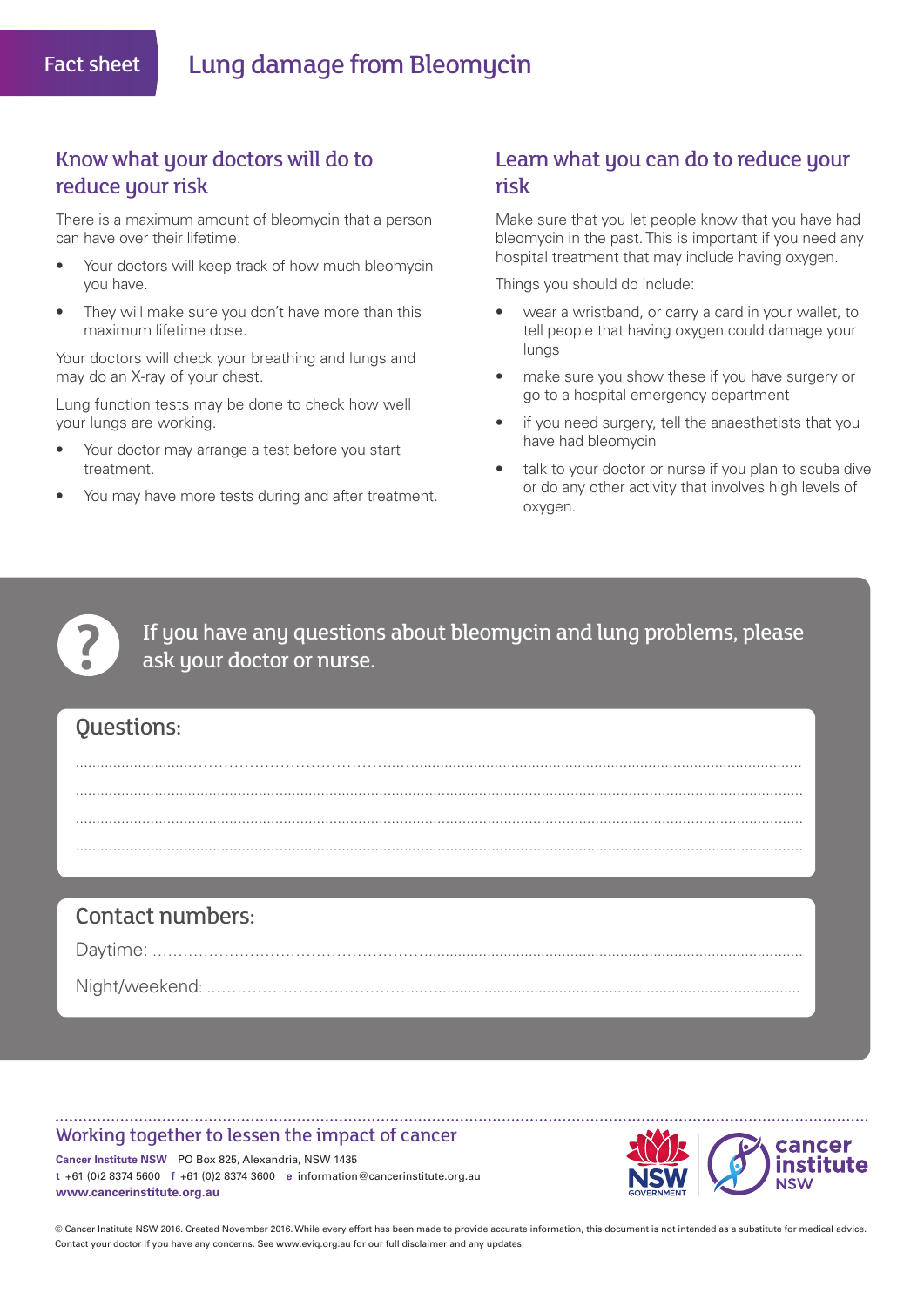## Know what your doctors will do to reduce your risk

There is a maximum amount of bleomycin that a person can have over their lifetime.

- Your doctors will keep track of how much bleomycin you have.
- They will make sure you don't have more than this maximum lifetime dose.

Your doctors will check your breathing and lungs and may do an X-ray of your chest.

Lung function tests may be done to check how well your lungs are working.

- Your doctor may arrange a test before you start treatment.
- You may have more tests during and after treatment.

## Learn what you can do to reduce your risk

Make sure that you let people know that you have had bleomycin in the past. This is important if you need any hospital treatment that may include having oxygen.

Things you should do include:

- wear a wristband, or carry a card in your wallet, to tell people that having oxygen could damage your lungs
- make sure you show these if you have surgery or go to a hospital emergency department
- if you need surgery, tell the anaesthetists that you have had bleomycin
- talk to your doctor or nurse if you plan to scuba dive or do any other activity that involves high levels of oxygen.

If you have any questions about bleomycin and lung problems, please ask your doctor or nurse.

**Questions:**

.......................................................................................................................................

.......................................................................................................................................

.......................................................................................................................................

.......................................................................................................................................

**Contact numbers:**

Daytime: ..............................................................................................................................

Night/weekend: ....................................................................................................................

Working together to lessen the impact of cancer

**Cancer Institute NSW** PO Box 825, Alexandria, NSW 1435
**t** +61 (0)2 8374 5600 **f** +61 (0)2 8374 3600 **e** information@cancerinstitute.org.au
**www.cancerinstitute.org.au**

© Cancer Institute NSW 2016. Created November 2016. While every effort has been made to provide accurate information, this document is not intended as a substitute for medical advice. Contact your doctor if you have any concerns. See www.eviq.org.au for our full disclaimer and any updates.